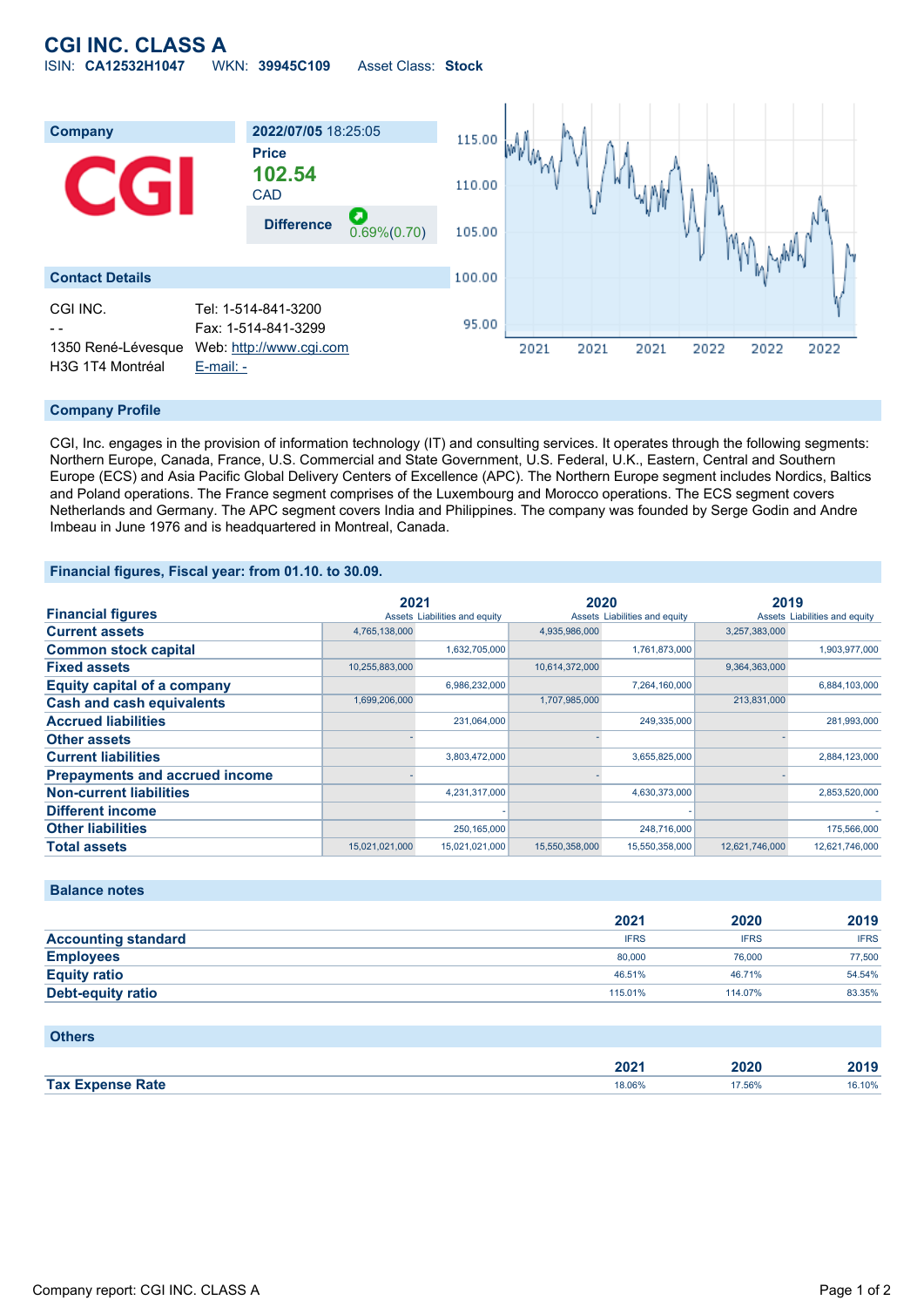# CGI INC. CLASS A

ISIN: **CA12532H1047** WKN: **39945C109** Asset Class: **Stock**

## Company

**2022/07/05** 18:25:05

**Price**

**102.54**

CAD

**Difference** 0.69%(0.70)

## Contact Details

CGI INC.

- -

1350 René-Lévesque

H3G 1T4 Montréal

Tel: 1-514-841-3200

Fax: 1-514-841-3299

Web: http://www.cgi.com

E-mail: -

## Company Profile

CGI, Inc. engages in the provision of information technology (IT) and consulting services. It operates through the following segments: Northern Europe, Canada, France, U.S. Commercial and State Government, U.S. Federal, U.K., Eastern, Central and Southern Europe (ECS) and Asia Pacific Global Delivery Centers of Excellence (APC). The Northern Europe segment includes Nordics, Baltics and Poland operations. The France segment comprises of the Luxembourg and Morocco operations. The ECS segment covers Netherlands and Germany. The APC segment covers India and Philippines. The company was founded by Serge Godin and Andre Imbeau in June 1976 and is headquartered in Montreal, Canada.

## Financial figures, Fiscal year: from 01.10. to 30.09.

| Financial figures | 2021 Assets | 2021 Liabilities and equity | 2020 Assets | 2020 Liabilities and equity | 2019 Assets | 2019 Liabilities and equity |
|---|---|---|---|---|---|---|
| Current assets | 4,765,138,000 | | 4,935,986,000 | | 3,257,383,000 | |
| Common stock capital | | 1,632,705,000 | | 1,761,873,000 | | 1,903,977,000 |
| Fixed assets | 10,255,883,000 | | 10,614,372,000 | | 9,364,363,000 | |
| Equity capital of a company | | 6,986,232,000 | | 7,264,160,000 | | 6,884,103,000 |
| Cash and cash equivalents | 1,699,206,000 | | 1,707,985,000 | | 213,831,000 | |
| Accrued liabilities | | 231,064,000 | | 249,335,000 | | 281,993,000 |
| Other assets | - | | - | | - | |
| Current liabilities | | 3,803,472,000 | | 3,655,825,000 | | 2,884,123,000 |
| Prepayments and accrued income | - | | - | | - | |
| Non-current liabilities | | 4,231,317,000 | | 4,630,373,000 | | 2,853,520,000 |
| Different income | | - | | - | | - |
| Other liabilities | | 250,165,000 | | 248,716,000 | | 175,566,000 |
| Total assets | 15,021,021,000 | 15,021,021,000 | 15,550,358,000 | 15,550,358,000 | 12,621,746,000 | 12,621,746,000 |

## Balance notes

| | 2021 | 2020 | 2019 |
|---|---|---|---|
| Accounting standard | IFRS | IFRS | IFRS |
| Employees | 80,000 | 76,000 | 77,500 |
| Equity ratio | 46.51% | 46.71% | 54.54% |
| Debt-equity ratio | 115.01% | 114.07% | 83.35% |

## Others

| | 2021 | 2020 | 2019 |
|---|---|---|---|
| Tax Expense Rate | 18.06% | 17.56% | 16.10% |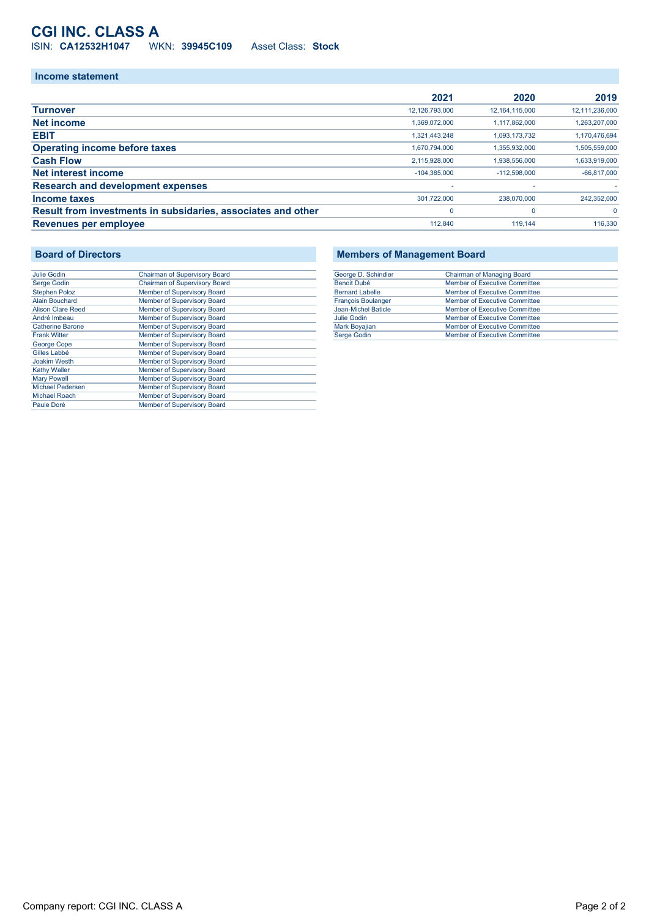# CGI INC. CLASS A

ISIN: **CA12532H1047** WKN: **39945C109** Asset Class: **Stock**

## Income statement

| | 2021 | 2020 | 2019 |
|---|---|---|---|
| **Turnover** | 12,126,793,000 | 12,164,115,000 | 12,111,236,000 |
| **Net income** | 1,369,072,000 | 1,117,862,000 | 1,263,207,000 |
| **EBIT** | 1,321,443,248 | 1,093,173,732 | 1,170,476,694 |
| **Operating income before taxes** | 1,670,794,000 | 1,355,932,000 | 1,505,559,000 |
| **Cash Flow** | 2,115,928,000 | 1,938,556,000 | 1,633,919,000 |
| **Net interest income** | -104,385,000 | -112,598,000 | -66,817,000 |
| **Research and development expenses** | - | - | - |
| **Income taxes** | 301,722,000 | 238,070,000 | 242,352,000 |
| **Result from investments in subsidaries, associates and other** | 0 | 0 | 0 |
| **Revenues per employee** | 112,840 | 119,144 | 116,330 |

## Board of Directors

| | |
|---|---|
| Julie Godin | Chairman of Supervisory Board |
| Serge Godin | Chairman of Supervisory Board |
| Stephen Poloz | Member of Supervisory Board |
| Alain Bouchard | Member of Supervisory Board |
| Alison Clare Reed | Member of Supervisory Board |
| André Imbeau | Member of Supervisory Board |
| Catherine Barone | Member of Supervisory Board |
| Frank Witter | Member of Supervisory Board |
| George Cope | Member of Supervisory Board |
| Gilles Labbé | Member of Supervisory Board |
| Joakim Westh | Member of Supervisory Board |
| Kathy Waller | Member of Supervisory Board |
| Mary Powell | Member of Supervisory Board |
| Michael Pedersen | Member of Supervisory Board |
| Michael Roach | Member of Supervisory Board |
| Paule Doré | Member of Supervisory Board |

## Members of Management Board

| | |
|---|---|
| George D. Schindler | Chairman of Managing Board |
| Benoit Dubé | Member of Executive Committee |
| Bernard Labelle | Member of Executive Committee |
| François Boulanger | Member of Executive Committee |
| Jean-Michel Baticle | Member of Executive Committee |
| Julie Godin | Member of Executive Committee |
| Mark Boyajian | Member of Executive Committee |
| Serge Godin | Member of Executive Committee |